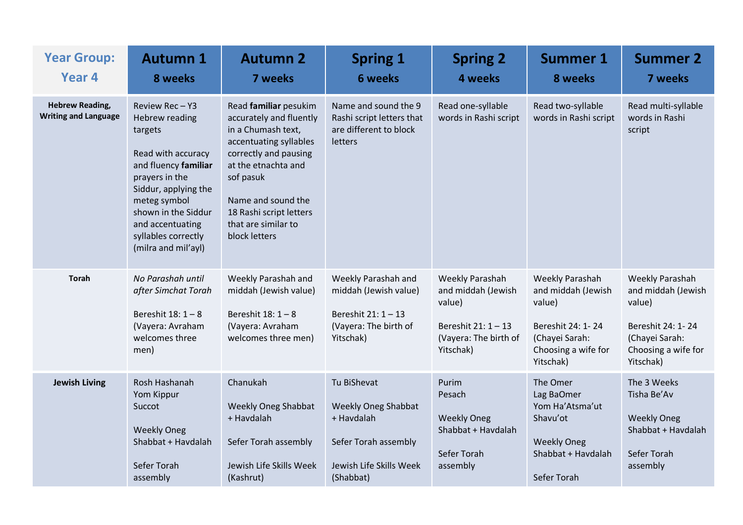| Year Group: Year 4 | Autumn 1<br>8 weeks | Autumn 2<br>7 weeks | Spring 1<br>6 weeks | Spring 2<br>4 weeks | Summer 1<br>8 weeks | Summer 2<br>7 weeks |
|---|---|---|---|---|---|---|
| **Hebrew Reading, Writing and Language** | Review Rec – Y3 Hebrew reading targets<br><br>Read with accuracy and fluency **familiar** prayers in the Siddur, applying the meteg symbol shown in the Siddur and accentuating syllables correctly (milra and mil'ayl) | Read **familiar** pesukim accurately and fluently in a Chumash text, accentuating syllables correctly and pausing at the etnachta and sof pasuk<br><br>Name and sound the 18 Rashi script letters that are similar to block letters | Name and sound the 9 Rashi script letters that are different to block letters | Read one-syllable words in Rashi script | Read two-syllable words in Rashi script | Read multi-syllable words in Rashi script |
| **Torah** | *No Parashah until after Simchat Torah*<br><br>Bereshit 18: 1 – 8 (Vayera: Avraham welcomes three men) | Weekly Parashah and middah (Jewish value)<br><br>Bereshit 18: 1 – 8 (Vayera: Avraham welcomes three men) | Weekly Parashah and middah (Jewish value)<br><br>Bereshit 21: 1 – 13 (Vayera: The birth of Yitschak) | Weekly Parashah and middah (Jewish value)<br><br>Bereshit 21: 1 – 13 (Vayera: The birth of Yitschak) | Weekly Parashah and middah (Jewish value)<br><br>Bereshit 24: 1- 24 (Chayei Sarah: Choosing a wife for Yitschak) | Weekly Parashah and middah (Jewish value)<br><br>Bereshit 24: 1- 24 (Chayei Sarah: Choosing a wife for Yitschak) |
| **Jewish Living** | Rosh Hashanah<br>Yom Kippur<br>Succot<br><br>Weekly Oneg Shabbat + Havdalah<br><br>Sefer Torah assembly | Chanukah<br><br>Weekly Oneg Shabbat + Havdalah<br><br>Sefer Torah assembly<br><br>Jewish Life Skills Week (Kashrut) | Tu BiShevat<br><br>Weekly Oneg Shabbat + Havdalah<br><br>Sefer Torah assembly<br><br>Jewish Life Skills Week (Shabbat) | Purim<br>Pesach<br><br>Weekly Oneg Shabbat + Havdalah<br><br>Sefer Torah assembly | The Omer<br>Lag BaOmer<br>Yom Ha'Atsma'ut<br>Shavu'ot<br><br>Weekly Oneg Shabbat + Havdalah<br><br>Sefer Torah | The 3 Weeks<br>Tisha Be'Av<br><br>Weekly Oneg Shabbat + Havdalah<br><br>Sefer Torah assembly |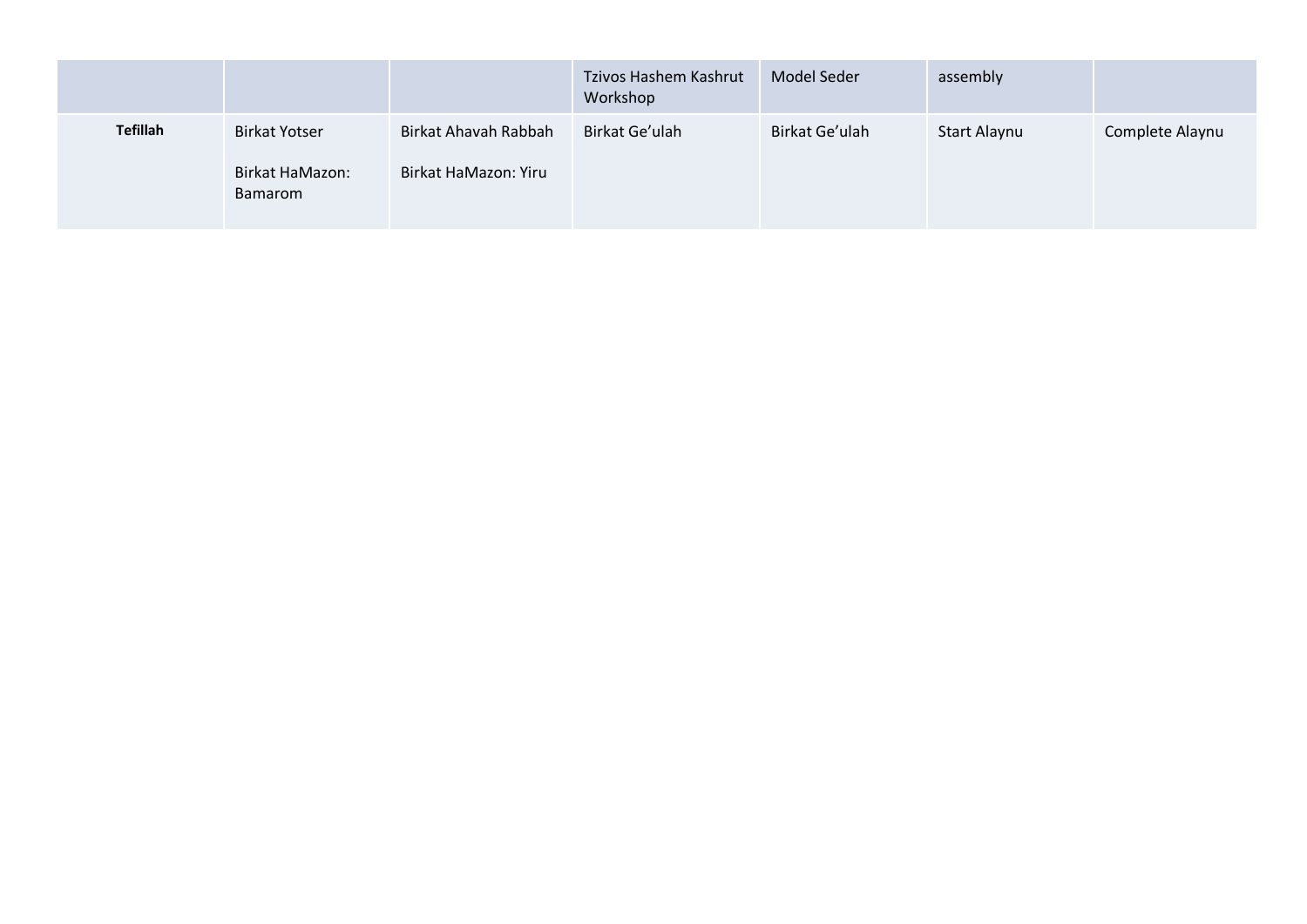| | | | | | | |
|---|---|---|---|---|---|---|
| | | | Tzivos Hashem Kashrut Workshop | Model Seder | assembly | |
| **Tefillah** | Birkat Yotser<br><br>Birkat HaMazon: Bamarom | Birkat Ahavah Rabbah<br><br>Birkat HaMazon: Yiru | Birkat Ge'ulah | Birkat Ge'ulah | Start Alaynu | Complete Alaynu |